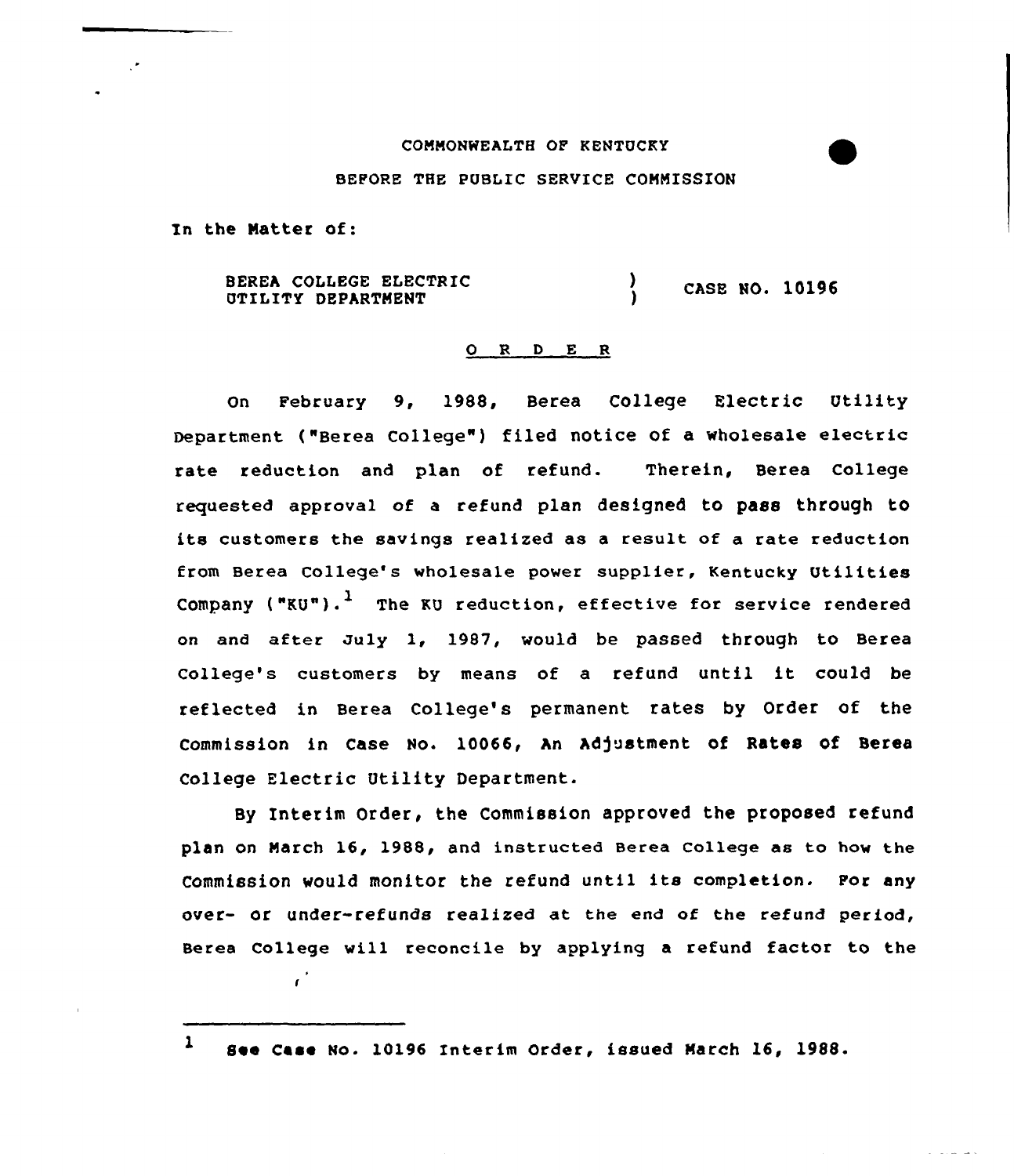COMMONWEALTH OF KENTUCKY

BEFORE THE PUBLIC SERVICE COMMISSION

In the Matter of:

BEREA COLLEGE ELECTRIC UTILITY DEPARTMENT ) CASE NO. 10196

O R D E R

On February 9, 1988, Berea College Electric Utility Department ("Berea College") filed notice of a wholesale electric rate reduction and plan of refund. Therein, Berea College requested approval of a refund plan designed to pass through to its customers the savings realized as a result of a rate reduction from Berea College's wholesale power supplier, Kentucky Utilities Company ("KU").[1] The KU reduction, effective for service rendered on and after July 1, 1987, would be passed through to Berea College's customers by means of a refund until it could be reflected in Berea College's permanent rates by Order of the Commission in Case No. 10066, An Adjustment of Rates of Berea College Electric Utility Department.

By Interim Order, the Commission approved the proposed refund plan on March 16, 1988, and instructed Berea College as to how the Commission would monitor the refund until its completion. For any over- or under-refunds realized at the end of the refund period, Berea College will reconcile by applying a refund factor to the

[1] See Case No. 10196 Interim Order, issued March 16, 1988.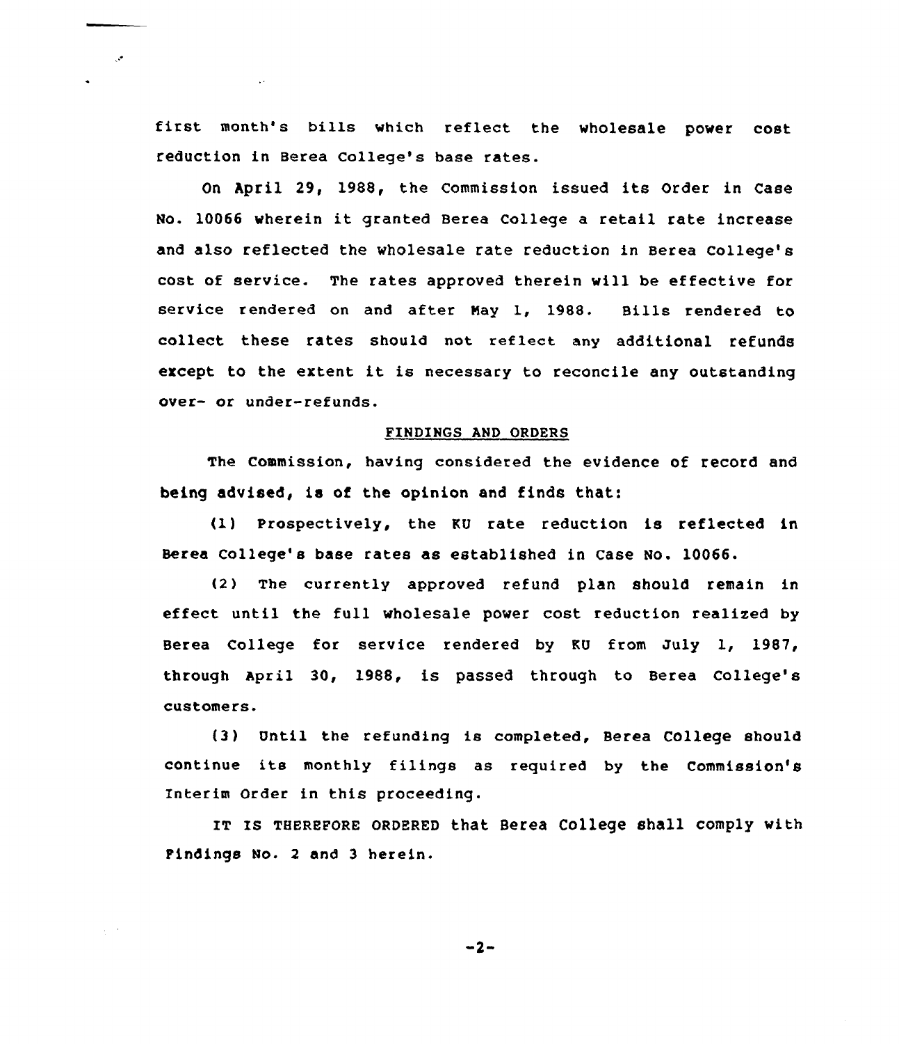first month's bills which reflect the wholesale power cost reduction in Berea College's base rates.

On April 29, 1988, the Commission issued its Order in Case No. 10066 wherein it granted Berea College a retail rate increase and also reflected the wholesale rate reduction in Berea College's cost of service. The rates approved therein will be effective for service rendered on and after May 1, 1988. Bills rendered to collect these rates should not reflect any additional refunds except to the extent it is necessary to reconcile any outstanding over- or under-refunds.

## FINDINGS AND ORDERS

The Commission, having considered the evidence of record and being advised, is of the opinion and finds that:

(1) Prospectively, the KU rate reduction is reflected in Berea College's base rates as established in Case No. 10066.

(2) The currently approved refund plan should remain in effect until the full wholesale power cost reduction realized by Berea College for service rendered by KU from July 1, 1987, through April 30, 1988, is passed through to Berea College's customers.

(3) Until the refunding is completed, Berea College should continue its monthly filings as required by the Commission's Interim Order in this proceeding.

IT IS THEREFORE ORDERED that Berea College shall comply with Findings No. 2 and 3 herein.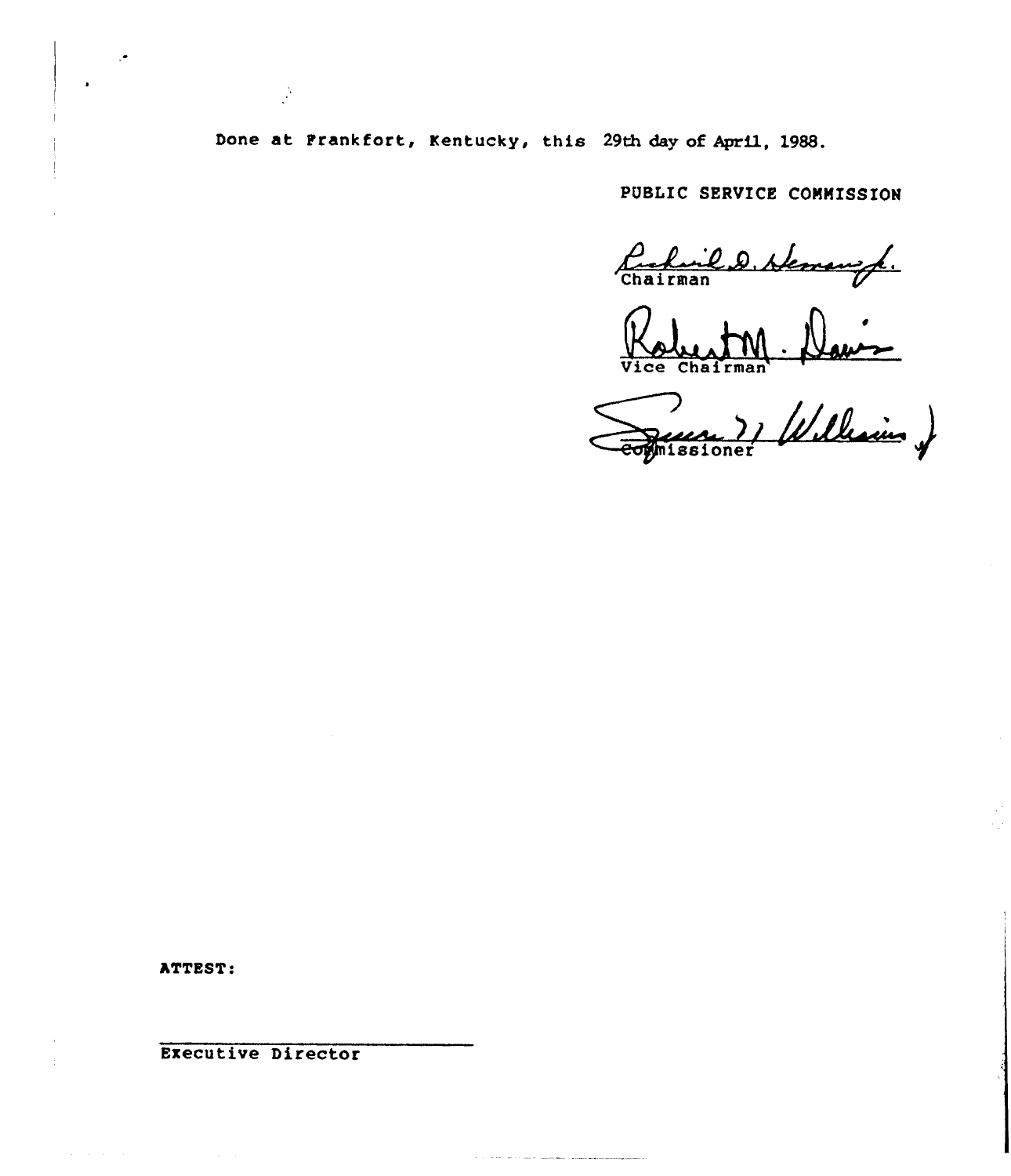Done at Frankfort, Kentucky, this 29th day of April, 1988.

PUBLIC SERVICE COMMISSION

Chairman

Vice Chairman

Commissioner

ATTEST:

Executive Director